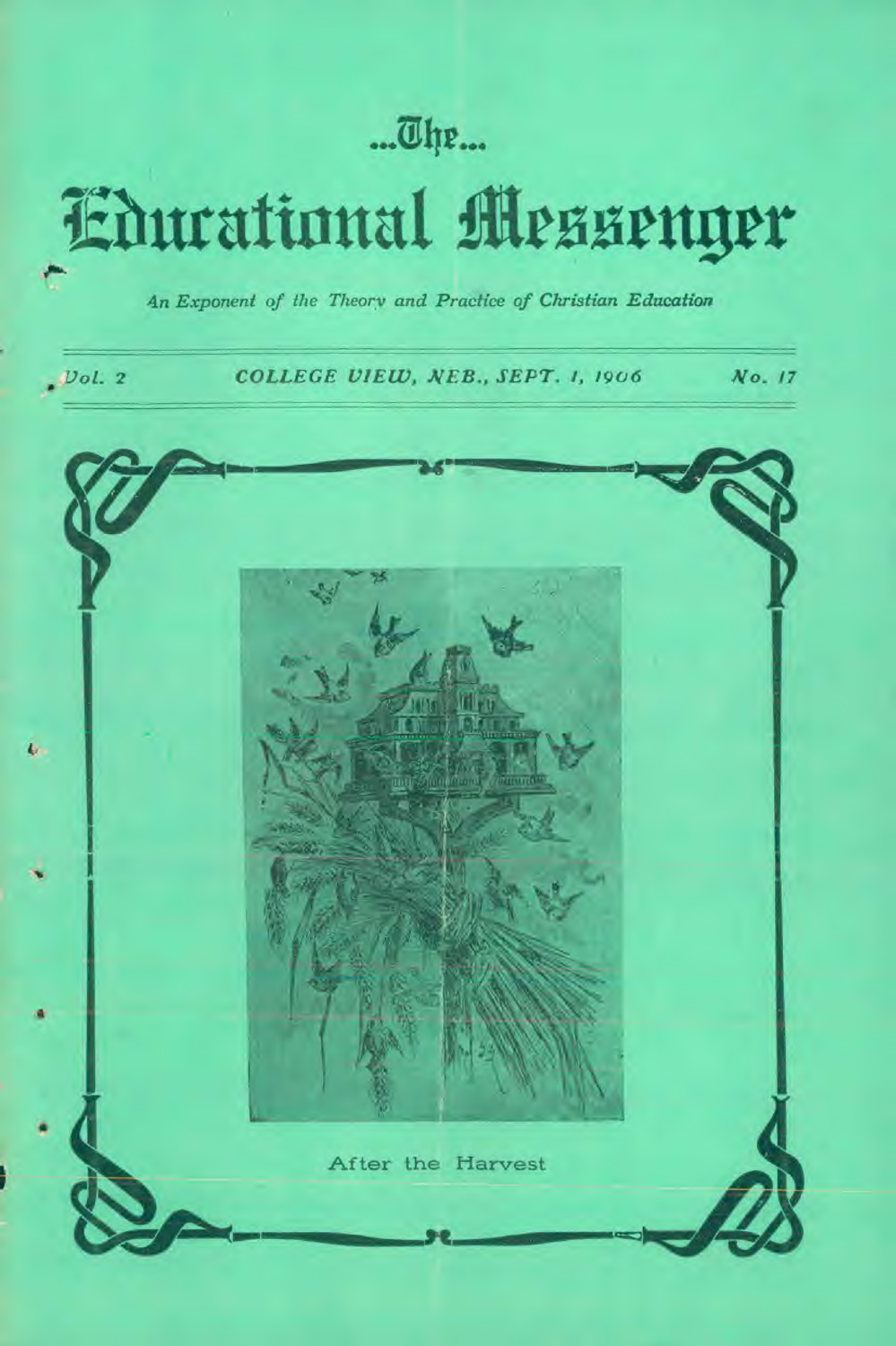# ...The...

# Educational Messenger

*An Exponent of the Theory and Practice of Christian Education*

Vol. 2 — COLLEGE VIEW, NEB., SEPT. 1, 1906 — No. 17

After the Harvest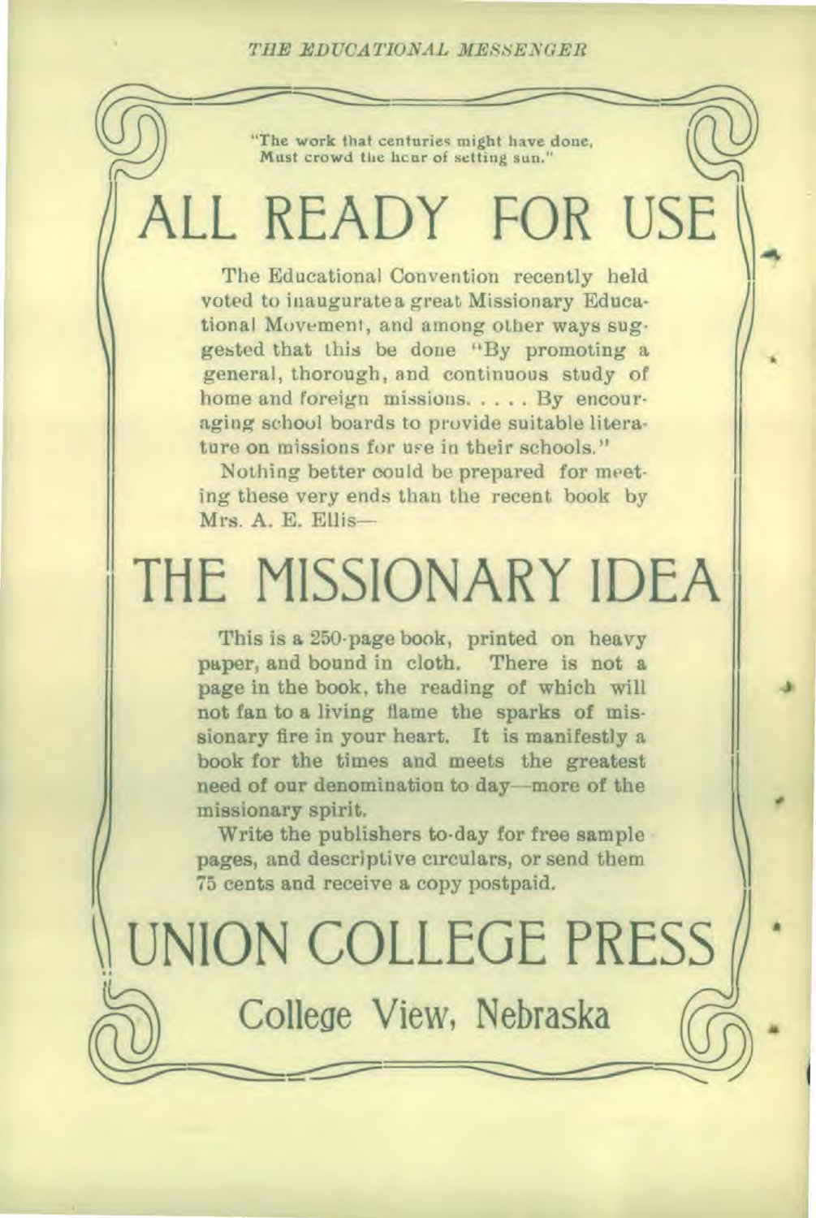"The work that centuries might have done,
Must crowd the hour of setting sun."

# ALL READY FOR USE

The Educational Convention recently held voted to inaugurate a great Missionary Educational Movement, and among other ways suggested that this be done "By promoting a general, thorough, and continuous study of home and foreign missions. . . . . By encouraging school boards to provide suitable literature on missions for use in their schools."

Nothing better could be prepared for meeting these very ends than the recent book by Mrs. A. E. Ellis—

# THE MISSIONARY IDEA

This is a 250-page book, printed on heavy paper, and bound in cloth. There is not a page in the book, the reading of which will not fan to a living flame the sparks of missionary fire in your heart. It is manifestly a book for the times and meets the greatest need of our denomination to-day—more of the missionary spirit.

Write the publishers to-day for free sample pages, and descriptive circulars, or send them 75 cents and receive a copy postpaid.

# UNION COLLEGE PRESS

## College View, Nebraska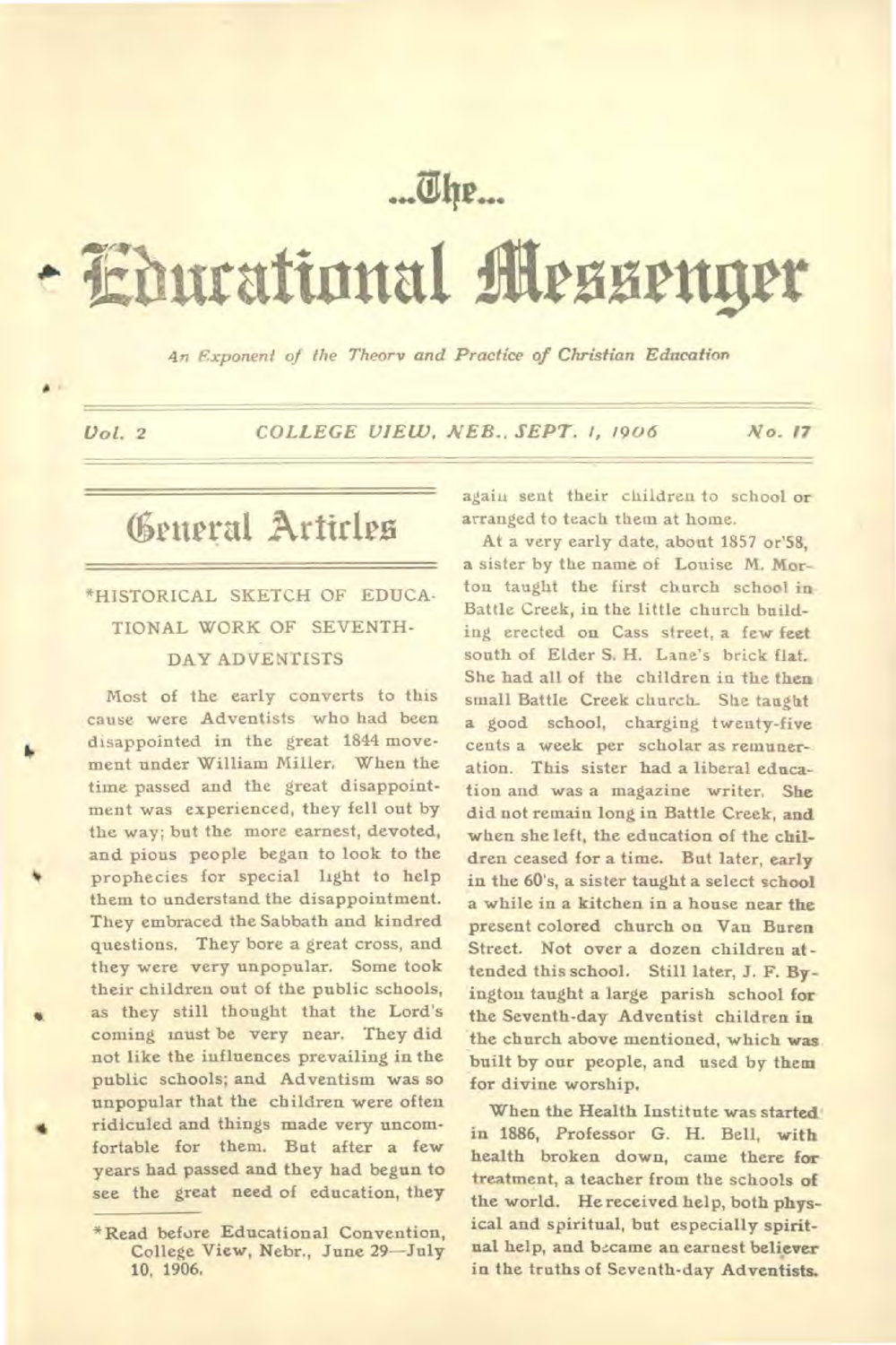# ...The...

# Educational Messenger

*An Exponent of the Theory and Practice of Christian Education*

*Vol. 2 — COLLEGE VIEW, NEB., SEPT. 1, 1906 — No. 17*

## General Articles

### *HISTORICAL SKETCH OF EDUCATIONAL WORK OF SEVENTH-DAY ADVENTISTS

Most of the early converts to this cause were Adventists who had been disappointed in the great 1844 movement under William Miller. When the time passed and the great disappointment was experienced, they fell out by the way; but the more earnest, devoted, and pious people began to look to the prophecies for special light to help them to understand the disappointment. They embraced the Sabbath and kindred questions. They bore a great cross, and they were very unpopular. Some took their children out of the public schools, as they still thought that the Lord's coming must be very near. They did not like the influences prevailing in the public schools; and Adventism was so unpopular that the children were often ridiculed and things made very uncomfortable for them. But after a few years had passed and they had begun to see the great need of education, they again sent their children to school or arranged to teach them at home.

At a very early date, about 1857 or'58, a sister by the name of Louise M. Morton taught the first church school in Battle Creek, in the little church building erected on Cass street, a few feet south of Elder S. H. Lane's brick flat. She had all of the children in the then small Battle Creek church. She taught a good school, charging twenty-five cents a week per scholar as remuneration. This sister had a liberal education and was a magazine writer. She did not remain long in Battle Creek, and when she left, the education of the children ceased for a time. But later, early in the 60's, a sister taught a select school a while in a kitchen in a house near the present colored church on Van Buren Street. Not over a dozen children attended this school. Still later, J. F. Byington taught a large parish school for the Seventh-day Adventist children in the church above mentioned, which was built by our people, and used by them for divine worship.

When the Health Institute was started in 1886, Professor G. H. Bell, with health broken down, came there for treatment, a teacher from the schools of the world. He received help, both physical and spiritual, but especially spiritual help, and became an earnest believer in the truths of Seventh-day Adventists.

*Read before Educational Convention, College View, Nebr., June 29—July 10, 1906.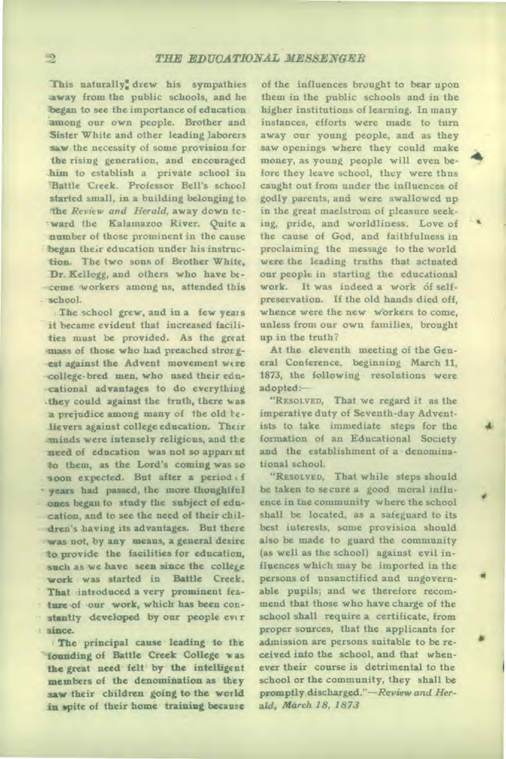This naturally drew his sympathies away from the public schools, and he began to see the importance of education among our own people. Brother and Sister White and other leading laborers saw the necessity of some provision for the rising generation, and encouraged him to establish a private school in Battle Creek. Professor Bell's school started small, in a building belonging to the *Review and Herald*, away down toward the Kalamazoo River. Quite a number of those prominent in the cause began their education under his instruction. The two sons of Brother White, Dr. Kellogg, and others who have become workers among us, attended this school.

The school grew, and in a few years it became evident that increased facilities must be provided. As the great mass of those who had preached strongest against the Advent movement were college-bred men, who used their educational advantages to do everything they could against the truth, there was a prejudice among many of the old believers against college education. Their minds were intensely religious, and the need of education was not so apparent to them, as the Lord's coming was so soon expected. But after a period of years had passed, the more thoughtful ones began to study the subject of education, and to see the need of their children's having its advantages. But there was not, by any means, a general desire to provide the facilities for education, such as we have seen since the college work was started in Battle Creek. That introduced a very prominent feature of our work, which has been constantly developed by our people ever since.

The principal cause leading to the founding of Battle Creek College was the great need felt by the intelligent members of the denomination as they saw their children going to the world in spite of their home training because of the influences brought to bear upon them in the public schools and in the higher institutions of learning. In many instances, efforts were made to turn away our young people, and as they saw openings where they could make money, as young people will even before they leave school, they were thus caught out from under the influences of godly parents, and were swallowed up in the great maelstrom of pleasure seeking, pride, and worldliness. Love of the cause of God, and faithfulness in proclaiming the message to the world were the leading truths that actuated our people in starting the educational work. It was indeed a work of self-preservation. If the old hands died off, whence were the new workers to come, unless from our own families, brought up in the truth?

At the eleventh meeting of the General Conference, beginning March 11, 1873, the following resolutions were adopted:—

"RESOLVED, That we regard it as the imperative duty of Seventh-day Adventists to take immediate steps for the formation of an Educational Society and the establishment of a denominational school.

"RESOLVED, That while steps should be taken to secure a good moral influence in the community where the school shall be located, as a safeguard to its best interests, some provision should also be made to guard the community (as well as the school) against evil influences which may be imported in the persons of unsanctified and ungovernable pupils; and we therefore recommend that those who have charge of the school shall require a certificate, from proper sources, that the applicants for admission are persons suitable to be received into the school, and that whenever their course is detrimental to the school or the community, they shall be promptly discharged."—*Review and Herald, March 18, 1873*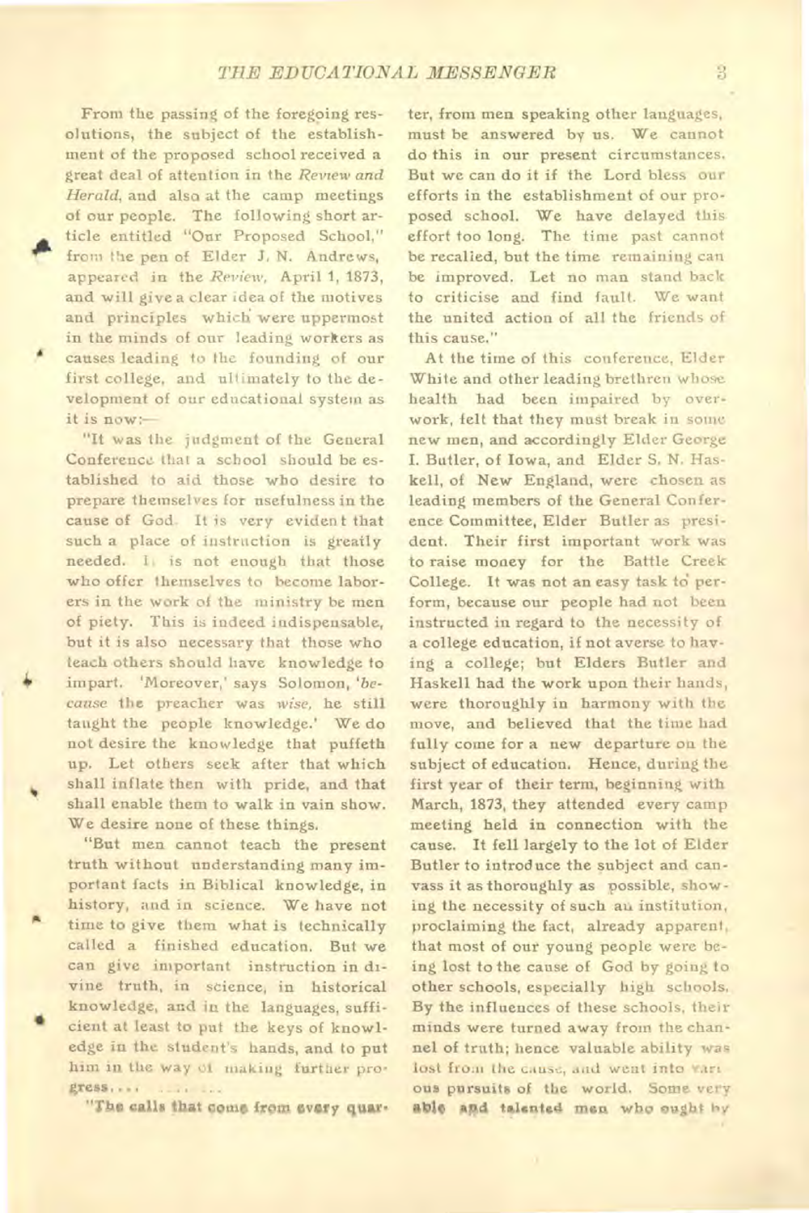From the passing of the foregoing resolutions, the subject of the establishment of the proposed school received a great deal of attention in the *Review and Herald*, and also at the camp meetings of our people. The following short article entitled "Our Proposed School," from the pen of Elder J. N. Andrews, appeared in the *Review*, April 1, 1873, and will give a clear idea of the motives and principles which were uppermost in the minds of our leading workers as causes leading to the founding of our first college, and ultimately to the development of our educational system as it is now:—

"It was the judgment of the General Conference that a school should be established to aid those who desire to prepare themselves for usefulness in the cause of God. It is very evident that such a place of instruction is greatly needed. It is not enough that those who offer themselves to become laborers in the work of the ministry be men of piety. This is indeed indispensable, but it is also necessary that those who teach others should have knowledge to impart. 'Moreover,' says Solomon, '*because* the preacher was *wise*, he still taught the people knowledge.' We do not desire the knowledge that puffeth up. Let others seek after that which shall inflate them with pride, and that shall enable them to walk in vain show. We desire none of these things.

"But men cannot teach the present truth without understanding many important facts in Biblical knowledge, in history, and in science. We have not time to give them what is technically called a finished education. But we can give important instruction in divine truth, in science, in historical knowledge, and in the languages, sufficient at least to put the keys of knowledge in the student's hands, and to put him in the way of making further progress.... ... ...

"The calls that come from every quarter, from men speaking other languages, must be answered by us. We cannot do this in our present circumstances. But we can do it if the Lord bless our efforts in the establishment of our proposed school. We have delayed this effort too long. The time past cannot be recalled, but the time remaining can be improved. Let no man stand back to criticise and find fault. We want the united action of all the friends of this cause."

At the time of this conference, Elder White and other leading brethren whose health had been impaired by overwork, felt that they must break in some new men, and accordingly Elder George I. Butler, of Iowa, and Elder S. N. Haskell, of New England, were chosen as leading members of the General Conference Committee, Elder Butler as president. Their first important work was to raise money for the Battle Creek College. It was not an easy task to perform, because our people had not been instructed in regard to the necessity of a college education, if not averse to having a college; but Elders Butler and Haskell had the work upon their hands, were thoroughly in harmony with the move, and believed that the time had fully come for a new departure on the subject of education. Hence, during the first year of their term, beginning with March, 1873, they attended every camp meeting held in connection with the cause. It fell largely to the lot of Elder Butler to introduce the subject and canvass it as thoroughly as possible, showing the necessity of such an institution, proclaiming the fact, already apparent, that most of our young people were being lost to the cause of God by going to other schools, especially high schools. By the influences of these schools, their minds were turned away from the channel of truth; hence valuable ability was lost from the cause, and went into various pursuits of the world. Some very able and talented men who ought by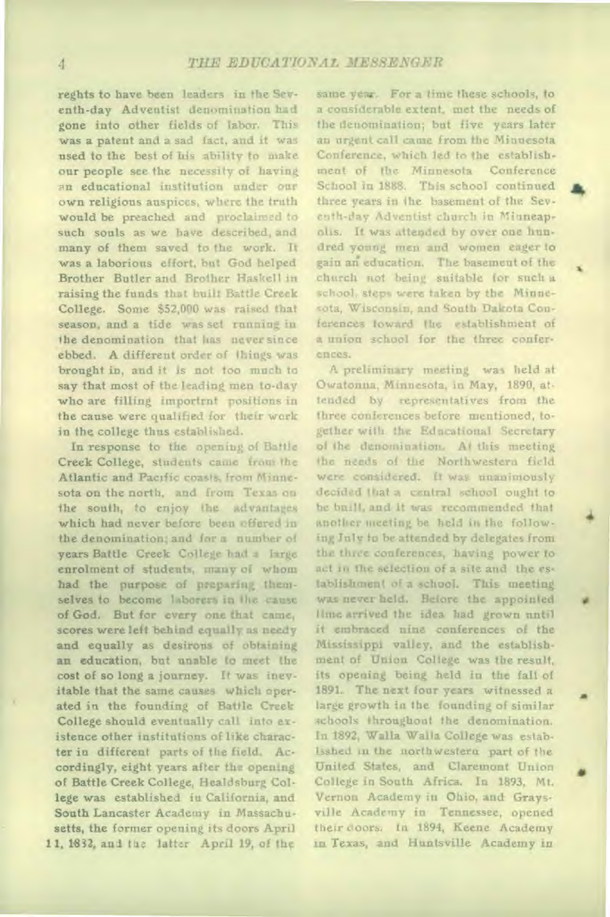reghts to have been leaders in the Seventh-day Adventist denomination had gone into other fields of labor. This was a patent and a sad fact, and it was used to the best of his ability to make our people see the necessity of having an educational institution under our own religious auspices, where the truth would be preached and proclaimed to such souls as we have described, and many of them saved to the work. It was a laborious effort, but God helped Brother Butler and Brother Haskell in raising the funds that built Battle Creek College. Some $52,000 was raised that season, and a tide was set running in the denomination that has never since ebbed. A different order of things was brought in, and it is not too much to say that most of the leading men to-day who are filling importrnt positions in the cause were qualified for their work in the college thus established.

In response to the opening of Battle Creek College, students came from the Atlantic and Pacific coasts, from Minnesota on the north, and from Texas on the south, to enjoy the advantages which had never before been offered in the denomination; and for a number of years Battle Creek College had a large enrolment of students, many of whom had the purpose of preparing themselves to become laborers in the cause of God. But for every one that came, scores were left behind equally as needy and equally as desirous of obtaining an education, but unable to meet the cost of so long a journey. It was inevitable that the same causes which operated in the founding of Battle Creek College should eventually call into existence other institutions of like character in different parts of the field. Accordingly, eight years after the opening of Battle Creek College, Healdsburg College was established in California, and South Lancaster Academy in Massachusetts, the former opening its doors April 11, 1882, and the latter April 19, of the same year. For a time these schools, to a considerable extent, met the needs of the denomination; but five years later an urgent call came from the Minnesota Conference, which led to the establishment of the Minnesota Conference School in 1888. This school continued three years in the basement of the Seventh-day Adventist church in Minneapolis. It was attended by over one hundred young men and women eager to gain an education. The basement of the church not being suitable for such a school, steps were taken by the Minnesota, Wisconsin, and South Dakota Conferences toward the establishment of a union school for the three conferences.

A preliminary meeting was held at Owatonna, Minnesota, in May, 1890, attended by representatives from the three conferences before mentioned, together with the Educational Secretary of the denomination. At this meeting the needs of the Northwestern field were considered. It was unanimously decided that a central school ought to be built, and it was recommended that another meeting be held in the following July to be attended by delegates from the three conferences, having power to act in the selection of a site and the establishment of a school. This meeting was never held. Before the appointed time arrived the idea had grown until it embraced nine conferences of the Mississippi valley, and the establishment of Union College was the result, its opening being held in the fall of 1891. The next four years witnessed a large growth in the founding of similar schools throughout the denomination. In 1892, Walla Walla College was established in the northwestern part of the United States, and Claremont Union College in South Africa. In 1893, Mt. Vernon Academy in Ohio, and Graysville Academy in Tennessee, opened their doors. In 1894, Keene Academy in Texas, and Huntsville Academy in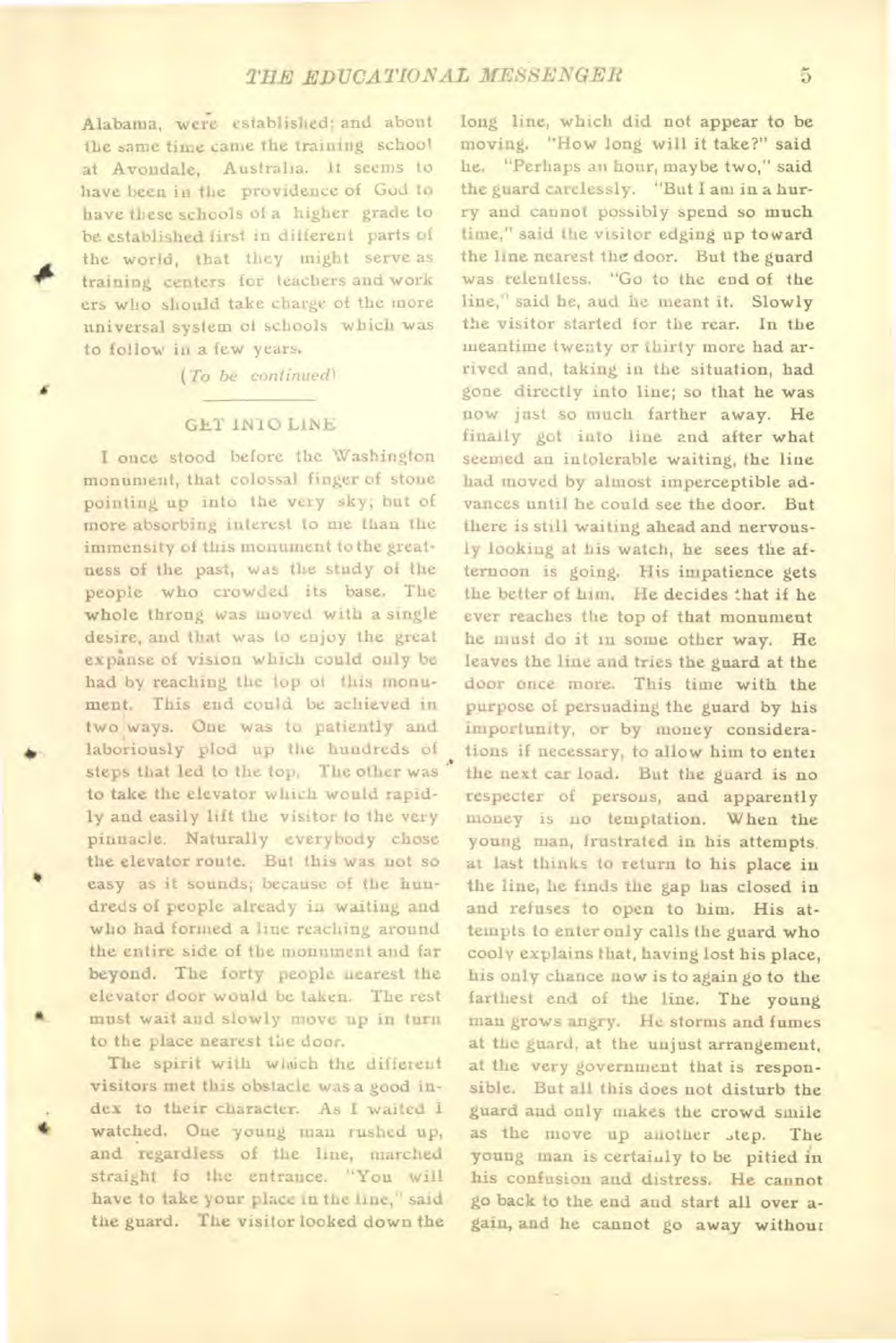Alabama, were established; and about the same time came the training school at Avondale, Australia. It seems to have been in the providence of God to have these schools of a higher grade to be established first in different parts of the world, that they might serve as training centers for teachers and workers who should take charge of the more universal system of schools which was to follow in a few years.

*(To be continued)*

## GET INTO LINE

I once stood before the Washington monument, that colossal finger of stone pointing up into the very sky; but of more absorbing interest to me than the immensity of this monument to the greatness of the past, was the study of the people who crowded its base. The whole throng was moved with a single desire, and that was to enjoy the great expanse of vision which could only be had by reaching the top of this monument. This end could be achieved in two ways. One was to patiently and laboriously plod up the hundreds of steps that led to the top. The other was to take the elevator which would rapidly and easily lift the visitor to the very pinnacle. Naturally everybody chose the elevator route. But this was not so easy as it sounds; because of the hundreds of people already in waiting and who had formed a line reaching around the entire side of the monument and far beyond. The forty people nearest the elevator door would be taken. The rest must wait and slowly move up in turn to the place nearest the door.

The spirit with which the different visitors met this obstacle was a good index to their character. As I waited I watched. One young man rushed up, and regardless of the line, marched straight to the entrance. "You will have to take your place in the line," said the guard. The visitor looked down the long line, which did not appear to be moving. "How long will it take?" said he. "Perhaps an hour, maybe two," said the guard carelessly. "But I am in a hurry and cannot possibly spend so much time," said the visitor edging up toward the line nearest the door. But the guard was relentless. "Go to the end of the line," said he, and he meant it. Slowly the visitor started for the rear. In the meantime twenty or thirty more had arrived and, taking in the situation, had gone directly into line; so that he was now just so much farther away. He finally got into line and after what seemed an intolerable waiting, the line had moved by almost imperceptible advances until he could see the door. But there is still waiting ahead and nervously looking at his watch, he sees the afternoon is going. His impatience gets the better of him. He decides that if he ever reaches the top of that monument he must do it in some other way. He leaves the line and tries the guard at the door once more. This time with the purpose of persuading the guard by his importunity, or by money considerations if necessary, to allow him to enter the next car load. But the guard is no respecter of persons, and apparently money is no temptation. When the young man, frustrated in his attempts, at last thinks to return to his place in the line, he finds the gap has closed in and refuses to open to him. His attempts to enter only calls the guard who cooly explains that, having lost his place, his only chance now is to again go to the farthest end of the line. The young man grows angry. He storms and fumes at the guard, at the unjust arrangement, at the very government that is responsible. But all this does not disturb the guard and only makes the crowd smile as the move up another step. The young man is certainly to be pitied in his confusion and distress. He cannot go back to the end and start all over again, and he cannot go away without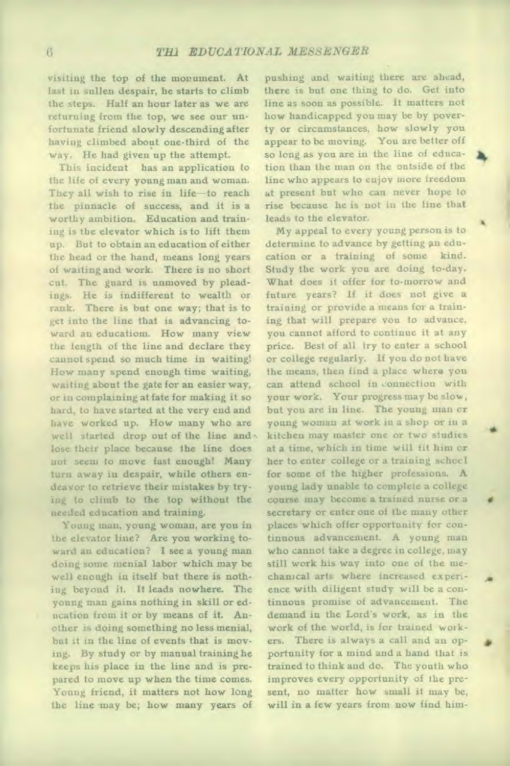visiting the top of the monument. At last in sullen despair, he starts to climb the steps. Half an hour later as we are returning from the top, we see our unfortunate friend slowly descending after having climbed about one-third of the way. He had given up the attempt.

This incident has an application to the life of every young man and woman. They all wish to rise in life—to reach the pinnacle of success, and it is a worthy ambition. Education and training is the elevator which is to lift them up. But to obtain an education of either the head or the hand, means long years of waiting and work. There is no short cut. The guard is unmoved by pleadings. He is indifferent to wealth or rank. There is but one way; that is to get into the line that is advancing toward an educatiom. How many view the length of the line and declare they cannot spend so much time in waiting! How many spend enough time waiting, waiting about the gate for an easier way, or in complaining at fate for making it so hard, to have started at the very end and have worked up. How many who are well started drop out of the line and lose their place because the line does not seem to move fast enough! Many turn away in despair, while others endeavor to retrieve their mistakes by trying to climb to the top without the needed education and training.

Young man, young woman, are you in the elevator line? Are you working toward an education? I see a young man doing some menial labor which may be well enough in itself but there is nothing beyond it. It leads nowhere. The young man gains nothing in skill or education from it or by means of it. Another is doing something no less menial, but it in the line of events that is moving. By study or by manual training he keeps his place in the line and is prepared to move up when the time comes. Young friend, it matters not how long the line may be; how many years of pushing and waiting there are ahead, there is but one thing to do. Get into line as soon as possible. It matters not how handicapped you may be by poverty or circumstances, how slowly you appear to be moving. You are better off so long as you are in the line of education than the man on the outside of the line who appears to enjoy more freedom at present but who can never hope to rise because he is not in the line that leads to the elevator.

My appeal to every young person is to determine to advance by getting an education or a training of some kind. Study the work you are doing to-day. What does it offer for to-morrow and future years? If it does not give a training or provide a means for a training that will prepare you to advance, you cannot afford to continue it at any price. Best of all try to enter a school or college regularly. If you do not have the means, then find a place where you can attend school in connection with your work. Your progress may be slow, but you are in line. The young man or young woman at work in a shop or in a kitchen may master one or two studies at a time, which in time will fit him or her to enter college or a training school for some of the higher professions. A young lady unable to complete a college course may become a trained nurse or a secretary or enter one of the many other places which offer opportunity for continuous advancement. A young man who cannot take a degree in college, may still work his way into one of the mechanical arts where increased experience with diligent study will be a continuous promise of advancement. The demand in the Lord's work, as in the work of the world, is for trained workers. There is always a call and an opportunity for a mind and a hand that is trained to think and do. The youth who improves every opportunity of the present, no matter how small it may be, will in a few years from now find him-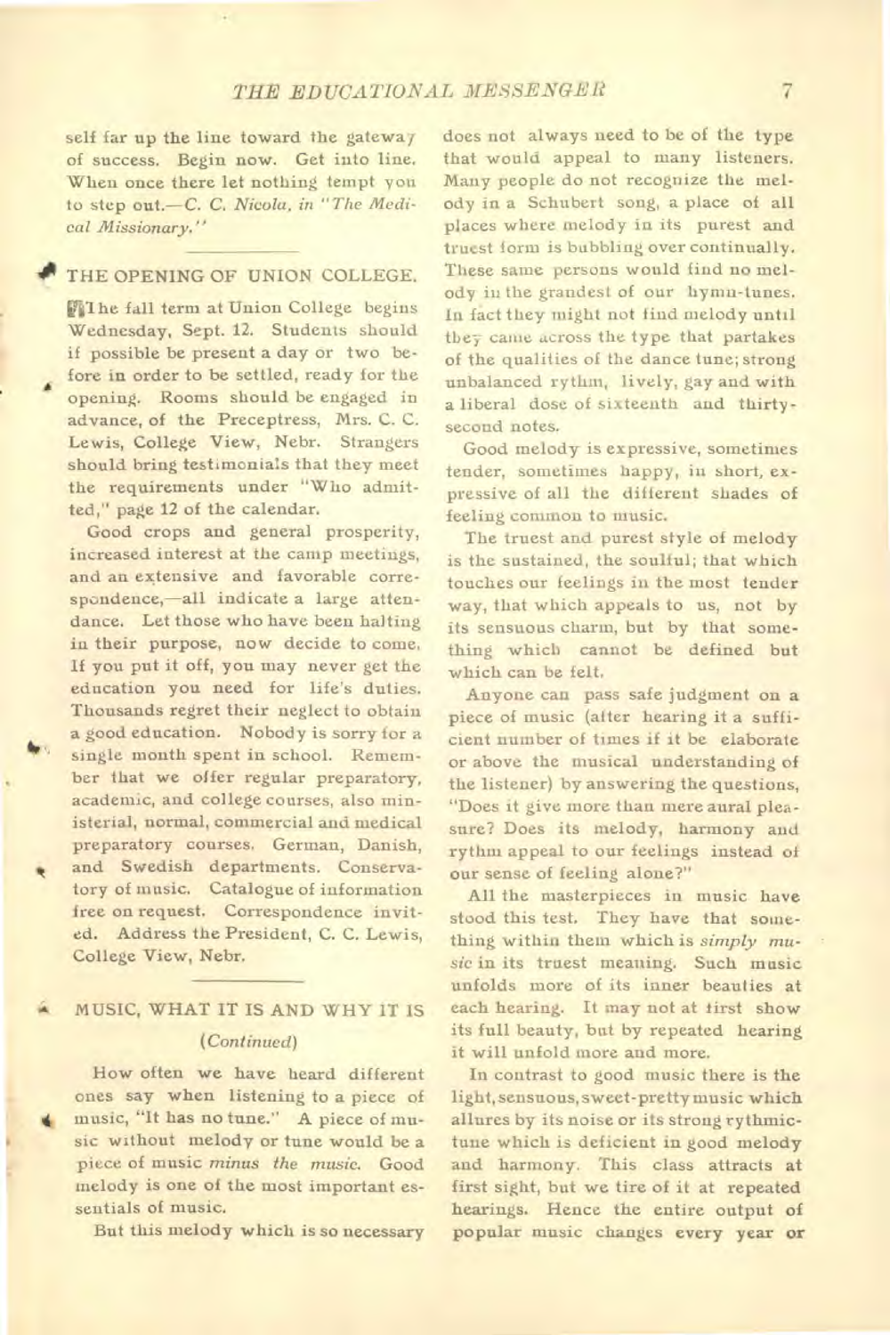self far up the line toward the gateway of success. Begin now. Get into line. When once there let nothing tempt you to step out.—*C. C. Nicola, in "The Medical Missionary."*

## THE OPENING OF UNION COLLEGE.

The fall term at Union College begins Wednesday, Sept. 12. Students should if possible be present a day or two before in order to be settled, ready for the opening. Rooms should be engaged in advance, of the Preceptress, Mrs. C. C. Lewis, College View, Nebr. Strangers should bring testimonials that they meet the requirements under "Who admitted," page 12 of the calendar.

Good crops and general prosperity, increased interest at the camp meetings, and an extensive and favorable correspondence,—all indicate a large attendance. Let those who have been halting in their purpose, now decide to come. If you put it off, you may never get the education you need for life's duties. Thousands regret their neglect to obtain a good education. Nobody is sorry for a single month spent in school. Remember that we offer regular preparatory, academic, and college courses, also ministerial, normal, commercial and medical preparatory courses. German, Danish, and Swedish departments. Conservatory of music. Catalogue of information free on request. Correspondence invited. Address the President, C. C. Lewis, College View, Nebr.

## MUSIC, WHAT IT IS AND WHY IT IS

*(Continued)*

How often we have heard different ones say when listening to a piece of music, "It has no tune." A piece of music without melody or tune would be a piece of music *minus the music*. Good melody is one of the most important essentials of music.

But this melody which is so necessary does not always need to be of the type that would appeal to many listeners. Many people do not recognize the melody in a Schubert song, a place of all places where melody in its purest and truest form is bubbling over continually. These same persons would find no melody in the grandest of our hymn-tunes. In fact they might not find melody until they came across the type that partakes of the qualities of the dance tune; strong unbalanced rythm, lively, gay and with a liberal dose of sixteenth and thirty-second notes.

Good melody is expressive, sometimes tender, sometimes happy, in short, expressive of all the different shades of feeling common to music.

The truest and purest style of melody is the sustained, the soulful; that which touches our feelings in the most tender way, that which appeals to us, not by its sensuous charm, but by that something which cannot be defined but which can be felt.

Anyone can pass safe judgment on a piece of music (after hearing it a sufficient number of times if it be elaborate or above the musical understanding of the listener) by answering the questions, "Does it give more than mere aural pleasure? Does its melody, harmony and rythm appeal to our feelings instead of our sense of feeling alone?"

All the masterpieces in music have stood this test. They have that something within them which is *simply music* in its truest meaning. Such music unfolds more of its inner beauties at each hearing. It may not at first show its full beauty, but by repeated hearing it will unfold more and more.

In contrast to good music there is the light, sensuous, sweet-pretty music which allures by its noise or its strong rythmic-tune which is deficient in good melody and harmony. This class attracts at first sight, but we tire of it at repeated hearings. Hence the entire output of popular music changes every year or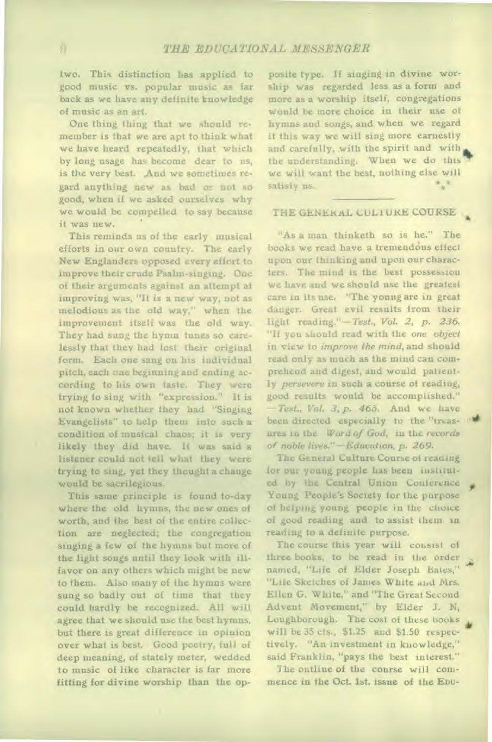two. This distinction has applied to good music vs. popular music as far back as we have any definite knowledge of music as an art.

One thing thing that we should remember is that we are apt to think what we have heard repeatedly, that which by long usage has become dear to us, is the very best. And we sometimes regard anything new as bad or not so good, when if we asked ourselves why we would be compelled to say because it was new.

This reminds us of the early musical efforts in our own country. The early New Englanders opposed every effort to improve their crude Psalm-singing. One of their arguments against an attempt at improving was, "It is a new way, not as melodious as the old way," when the improvement itself was the old way. They had sung the hymn tunes so carelessly that they had lost their original form. Each one sang on his individual pitch, each one beginning and ending according to his own taste. They were trying to sing with "expression." It is not known whether they had "Singing Evangelists" to help them into such a condition of musical chaos; it is very likely they did have. It was said a listener could not tell what they were trying to sing, yet they thought a change would be sacrilegious.

This same principle is found to-day where the old hymns, the new ones of worth, and the best of the entire collection are neglected; the congregation singing a few of the hymns but more of the light songs until they look with ill-favor on any others which might be new to them. Also many of the hymns were sung so badly out of time that they could hardly be recognized. All will agree that we should use the best hymns, but there is great difference in opinion over what is best. Good poetry, full of deep meaning, of stately meter, wedded to music of like character is far more fitting for divine worship than the opposite type. If singing in divine worship was regarded less as a form and more as a worship itself, congregations would be more choice in their use of hymns and songs, and when we regard it this way we will sing more earnestly and carefully, with the spirit and with the understanding. When we do this we will want the best, nothing else will satisfy us.

\*\*\*

## THE GENERAL CULTURE COURSE

"As a man thinketh so is he." The books we read have a tremendous effect upon our thinking and upon our characters. The mind is the best possession we have and we should use the greatest care in its use. "The young are in great danger. Great evil results from their light reading."—*Test., Vol. 2, p. 236.* "If you should read with the *one object* in view to *improve the mind*, and should read only as much as the mind can comprehend and digest, and would patiently *persevere* in such a course of reading, good results would be accomplished." —*Test., Vol. 3, p. 465.* And we have been directed especially to the "treasures in the *Word of God*, in the *records of noble lives*."—*Education, p. 269.*

The General Culture Course of reading for our young people has been instituted by the Central Union Conference Young People's Society for the purpose of helping young people in the choice of good reading and to assist them in reading to a definite purpose.

The course this year will consist of three books, to be read in the order named, "Life of Elder Joseph Bates," "Life Sketches of James White and Mrs. Ellen G. White," and "The Great Second Advent Movement," by Elder J. N. Loughborough. The cost of these books will be 35 cts., $1.25 and $1.50 respectively. "An investment in knowledge," said Franklin, "pays the best interest."

The outline of the course will commence in the Oct. 1st. issue of the EDU-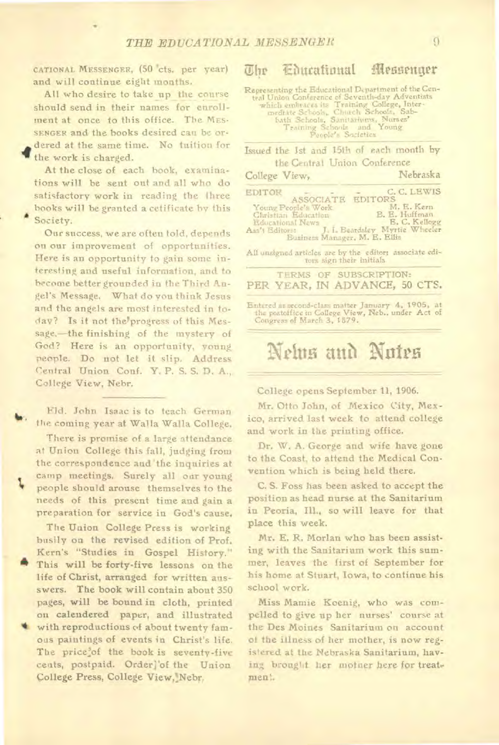CATIONAL MESSENGER, (50 cts. per year) and will continue eight months.

All who desire to take up the course should send in their names for enrollment at once to this office. The MESSENGER and the books desired can be ordered at the same time. No tuition for the work is charged.

At the close of each book, examinations will be sent out and all who do satisfactory work in reading the three books will be granted a cetificate by this Society.

Our success, we are often told, depends on our improvement of opportunities. Here is an opportunity to gain some interesting and useful information, and to become better grounded in the Third Angel's Message. What do you think Jesus and the angels are most interested in today? Is it not the progress of this Message,—the finishing of the mystery of God? Here is an opportunity, young people. Do not let it slip. Address Central Union Conf. Y. P. S. S. D. A., College View, Nebr.

---

Eld. John Isaac is to teach German the coming year at Walla Walla College.

There is promise of a large attendance at Union College this fall, judging from the correspondence and the inquiries at camp meetings. Surely all our young people should arouse themselves to the needs of this present time and gain a preparation for service in God's cause.

The Union College Press is working busily on the revised edition of Prof. Kern's "Studies in Gospel History." This will be forty-five lessons on the life of Christ, arranged for written answers. The book will contain about 350 pages, will be bound in cloth, printed on calendered paper, and illustrated with reproductions of about twenty famous paintings of events in Christ's life. The price of the book is seventy-five cents, postpaid. Order of the Union College Press, College View, Nebr.

# The Educational Messenger

Representing the Educational Department of the Central Union Conference of Seventh-day Adventists which embraces its Training College, Intermediate Schools, Church Schools, Sabbath Schools, Sanitariums, Nurses' Training Schools and Young People's Societies

Issued the 1st and 15th of each month by the Central Union Conference

College View, Nebraska

EDITOR - - - C. C. LEWIS

ASSOCIATE EDITORS

Young People's Work — M. E. Kern
Christian Education — B. E. Huffman
Educational News — B. C. Kellogg
Ass't Editors: J. I. Beardsley Myrtie Wheeler
Business Manager, M. E. Ellis

All unsigned articles are by the editor; associate editors sign their initials

TERMS OF SUBSCRIPTION:
PER YEAR, IN ADVANCE, 50 CTS.

Entered as second-class matter January 4, 1905, at the postoffice in College View, Neb., under Act of Congress of March 3, 1879.

## News and Notes

College opens September 11, 1906.

Mr. Otto John, of Mexico City, Mexico, arrived last week to attend college and work in the printing office.

Dr. W. A. George and wife have gone to the Coast, to attend the Medical Convention which is being held there.

C. S. Foss has been asked to accept the position as head nurse at the Sanitarium in Peoria, Ill., so will leave for that place this week.

Mr. E. R. Morlan who has been assisting with the Sanitarium work this summer, leaves the first of September for his home at Stuart, Iowa, to continue his school work.

Miss Mamie Koenig, who was compelled to give up her nurses' course at the Des Moines Sanitarium on account of the illness of her mother, is now registered at the Nebraska Sanitarium, having brought her mother here for treatment.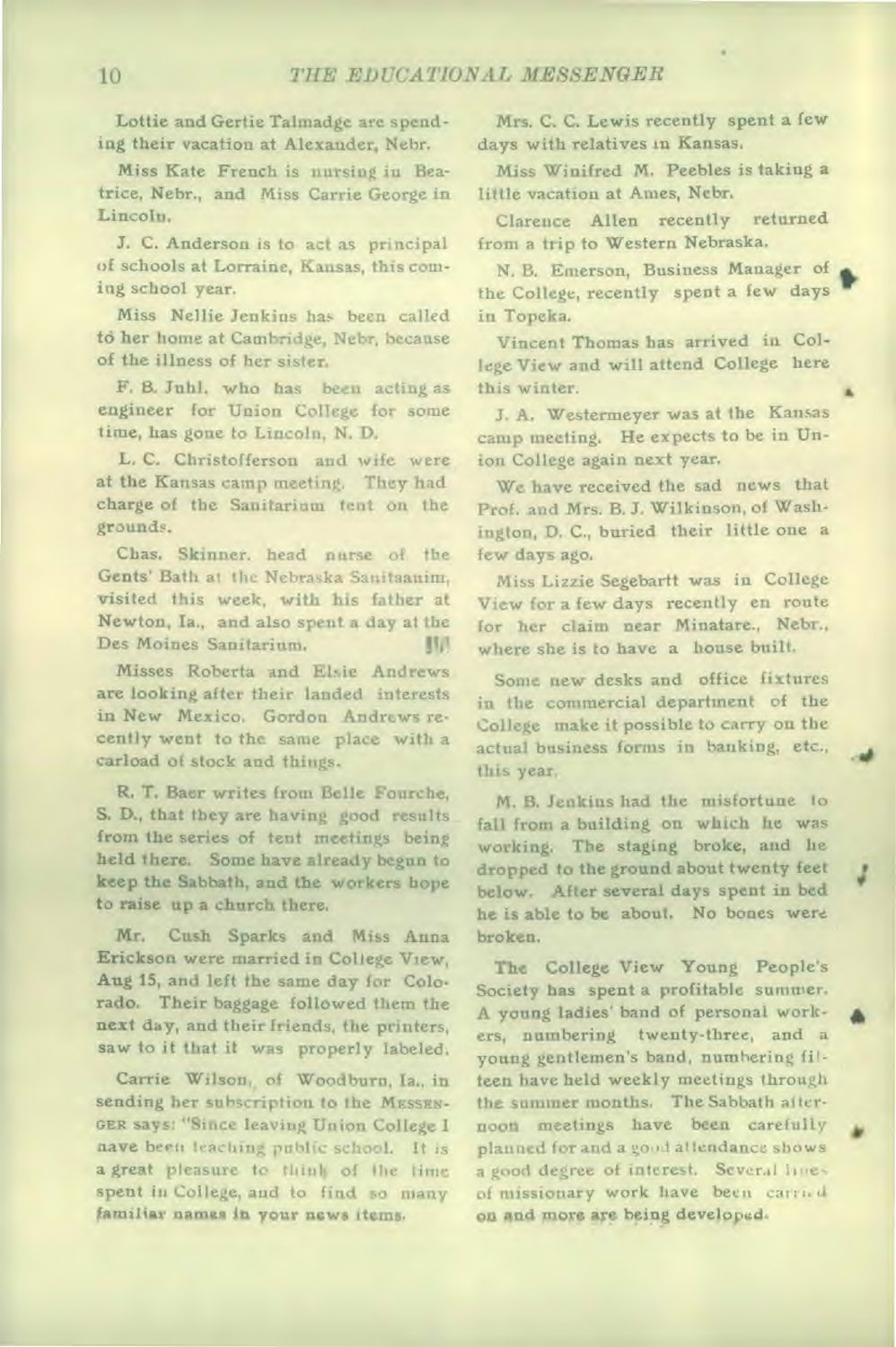Lottie and Gertie Talmadge are spending their vacation at Alexander, Nebr.

Miss Kate French is nursing in Beatrice, Nebr., and Miss Carrie George in Lincoln.

J. C. Anderson is to act as principal of schools at Lorraine, Kansas, this coming school year.

Miss Nellie Jenkins has been called to her home at Cambridge, Nebr, because of the illness of her sister.

F. B. Juhl, who has been acting as engineer for Union College for some time, has gone to Lincoln, N. D.

L. C. Christofferson and wife were at the Kansas camp meeting. They had charge of the Sanitarium tent on the grounds.

Chas. Skinner, head nurse of the Gents' Bath at the Nebraska Sanitaanim, visited this week, with his father at Newton, Ia., and also spent a day at the Des Moines Sanitarium.

Misses Roberta and Elsie Andrews are looking after their landed interests in New Mexico. Gordon Andrews recently went to the same place with a carload of stock and things.

R. T. Baer writes from Belle Fourche, S. D., that they are having good results from the series of tent meetings being held there. Some have already begun to keep the Sabbath, and the workers hope to raise up a church there.

Mr. Cush Sparks and Miss Anna Erickson were married in College View, Aug 15, and left the same day for Colorado. Their baggage followed them the next day, and their friends, the printers, saw to it that it was properly labeled.

Carrie Wilson, of Woodburn, Ia., in sending her subscription to the MESSENGER says: "Since leaving Union College I nave been teaching public school. It is a great pleasure to think of the time spent in College, and to find so many familiar names in your news items.

Mrs. C. C. Lewis recently spent a few days with relatives in Kansas.

Miss Winifred M. Peebles is taking a little vacation at Ames, Nebr.

Clarence Allen recently returned from a trip to Western Nebraska.

N. B. Emerson, Business Manager of the College, recently spent a few days in Topeka.

Vincent Thomas has arrived in College View and will attend College here this winter.

J. A. Westermeyer was at the Kansas camp meeting. He expects to be in Union College again next year.

We have received the sad news that Prof. and Mrs. B. J. Wilkinson, of Washington, D. C., buried their little one a few days ago.

Miss Lizzie Segebartt was in College View for a few days recently en route for her claim near Minatare., Nebr., where she is to have a house built.

Some new desks and office fixtures in the commercial department of the College make it possible to carry on the actual business forms in banking, etc., this year.

M. B. Jenkins had the misfortune to fall from a building on which he was working. The staging broke, and he dropped to the ground about twenty feet below. After several days spent in bed he is able to be about. No bones were broken.

The College View Young People's Society has spent a profitable summer. A young ladies' band of personal workers, numbering twenty-three, and a young gentlemen's band, numbering fifteen have held weekly meetings through the summer months. The Sabbath afternoon meetings have been carefully planned for and a good attendance shows a good degree of interest. Several lines of missionary work have been carried on and more are being developed.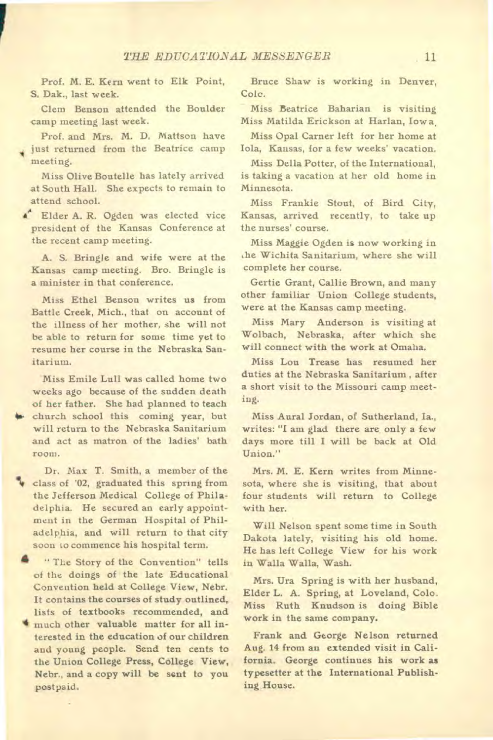Prof. M. E. Kern went to Elk Point, S. Dak., last week.

Clem Benson attended the Boulder camp meeting last week.

Prof. and Mrs. M. D. Mattson have just returned from the Beatrice camp meeting.

Miss Olive Boutelle has lately arrived at South Hall. She expects to remain to attend school.

Elder A. R. Ogden was elected vice president of the Kansas Conference at the recent camp meeting.

A. S. Bringle and wife were at the Kansas camp meeting. Bro. Bringle is a minister in that conference.

Miss Ethel Benson writes us from Battle Creek, Mich., that on account of the illness of her mother, she will not be able to return for some time yet to resume her course in the Nebraska Sanitarium.

Miss Emile Lull was called home two weeks ago because of the sudden death of her father. She had planned to teach church school this coming year, but will return to the Nebraska Sanitarium and act as matron of the ladies' bath room.

Dr. Max T. Smith, a member of the class of '02, graduated this spring from the Jefferson Medical College of Philadelphia. He secured an early appointment in the German Hospital of Philadelphia, and will return to that city soon to commence his hospital term.

"The Story of the Convention" tells of the doings of the late Educational Convention held at College View, Nebr. It contains the courses of study outlined, lists of textbooks recommended, and much other valuable matter for all interested in the education of our children and young people. Send ten cents to the Union College Press, College View, Nebr., and a copy will be sent to you postpaid.

Bruce Shaw is working in Denver, Colo.

Miss Beatrice Baharian is visiting Miss Matilda Erickson at Harlan, Iowa.

Miss Opal Carner left for her home at Iola, Kansas, for a few weeks' vacation.

Miss Della Potter, of the International, is taking a vacation at her old home in Minnesota.

Miss Frankie Stout, of Bird City, Kansas, arrived recently, to take up the nurses' course.

Miss Maggie Ogden is now working in the Wichita Sanitarium, where she will complete her course.

Gertie Grant, Callie Brown, and many other familiar Union College students, were at the Kansas camp meeting.

Miss Mary Anderson is visiting at Wolbach, Nebraska, after which she will connect with the work at Omaha.

Miss Lou Trease has resumed her duties at the Nebraska Sanitarium, after a short visit to the Missouri camp meeting.

Miss Aural Jordan, of Sutherland, Ia., writes: "I am glad there are only a few days more till I will be back at Old Union."

Mrs. M. E. Kern writes from Minnesota, where she is visiting, that about four students will return to College with her.

Will Nelson spent some time in South Dakota lately, visiting his old home. He has left College View for his work in Walla Walla, Wash.

Mrs. Ura Spring is with her husband, Elder L. A. Spring, at Loveland, Colo. Miss Ruth Knudson is doing Bible work in the same company.

Frank and George Nelson returned Aug. 14 from an extended visit in California. George continues his work as typesetter at the International Publishing House.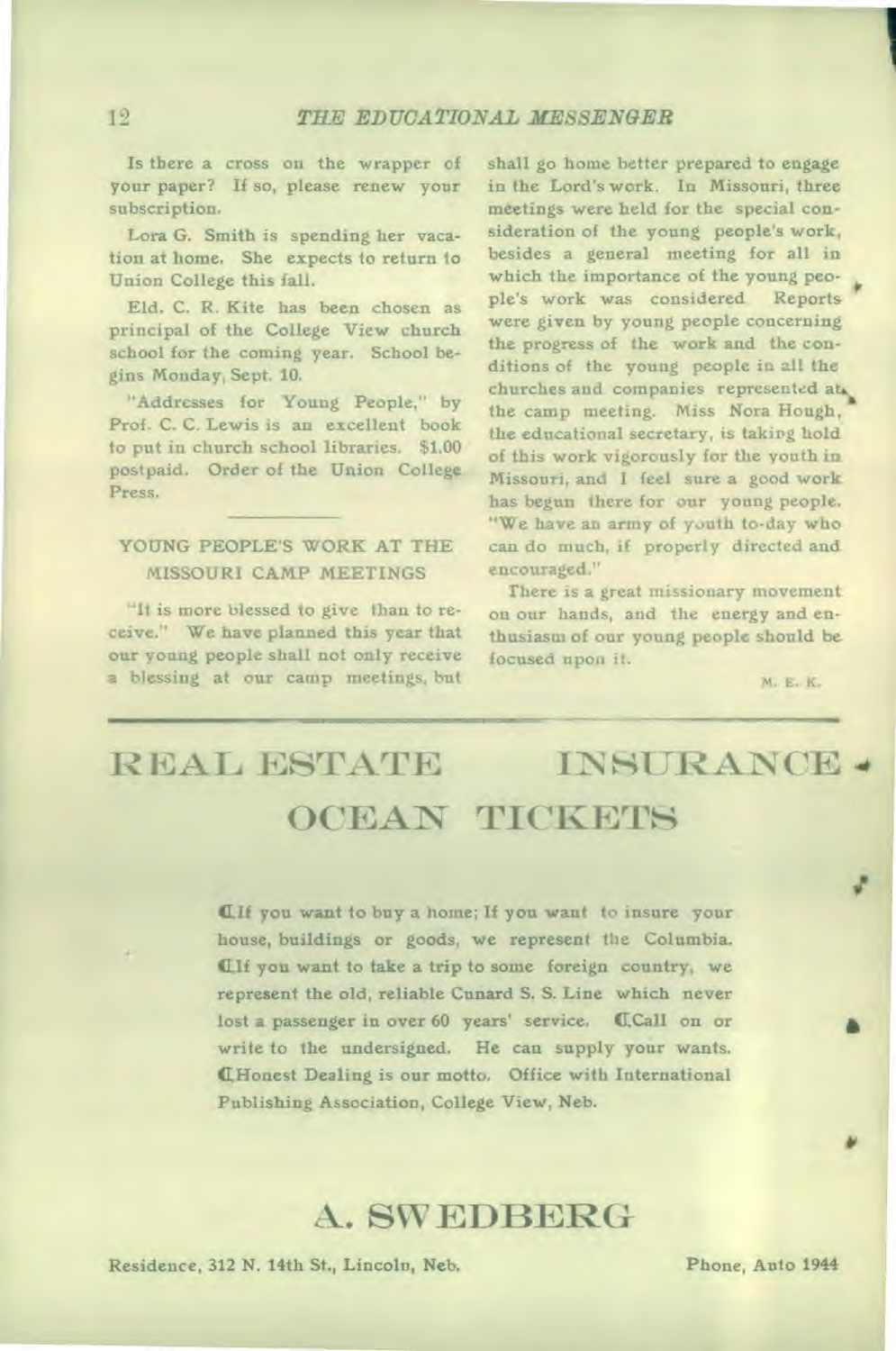Is there a cross on the wrapper of your paper? If so, please renew your subscription.

Lora G. Smith is spending her vacation at home. She expects to return to Union College this fall.

Eld. C. R. Kite has been chosen as principal of the College View church school for the coming year. School begins Monday, Sept. 10.

"Addresses for Young People," by Prof. C. C. Lewis is an excellent book to put in church school libraries. $1.00 postpaid. Order of the Union College Press.

## YOUNG PEOPLE'S WORK AT THE MISSOURI CAMP MEETINGS

"It is more blessed to give than to receive." We have planned this year that our young people shall not only receive a blessing at our camp meetings, but shall go home better prepared to engage in the Lord's work. In Missouri, three meetings were held for the special consideration of the young people's work, besides a general meeting for all in which the importance of the young people's work was considered. Reports were given by young people concerning the progress of the work and the conditions of the young people in all the churches and companies represented at the camp meeting. Miss Nora Hough, the educational secretary, is taking hold of this work vigorously for the youth in Missouri, and I feel sure a good work has begun there for our young people. "We have an army of youth to-day who can do much, if properly directed and encouraged."

There is a great missionary movement on our hands, and the energy and enthusiasm of our young people should be focused upon it.

M. E. K.

---

# REAL ESTATE INSURANCE
# OCEAN TICKETS

¶If you want to buy a home; If you want to insure your house, buildings or goods, we represent the Columbia. ¶If you want to take a trip to some foreign country, we represent the old, reliable Cunard S. S. Line which never lost a passenger in over 60 years' service. ¶Call on or write to the undersigned. He can supply your wants. ¶Honest Dealing is our motto. Office with International Publishing Association, College View, Neb.

# A. SWEDBERG

Residence, 312 N. 14th St., Lincoln, Neb. Phone, Auto 1944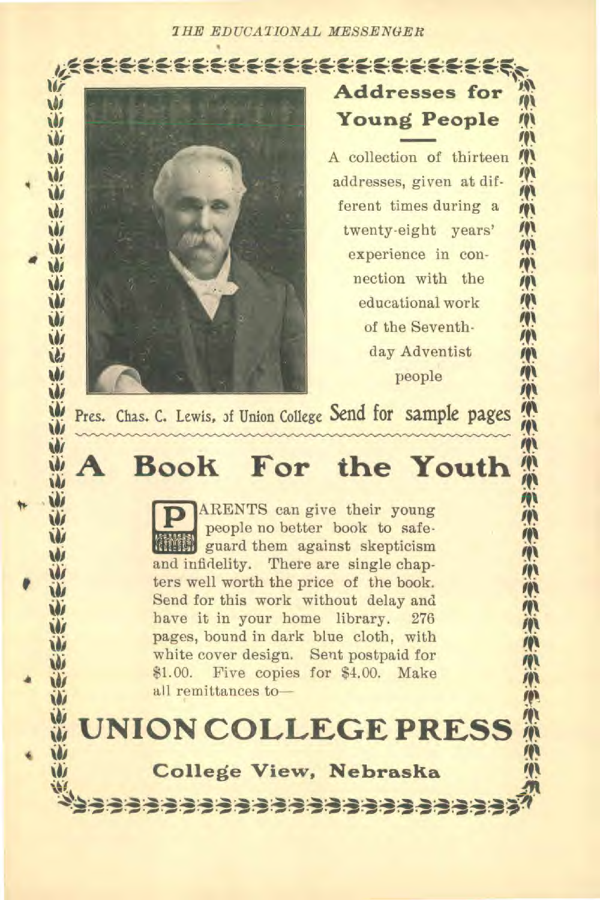## Addresses for Young People

A collection of thirteen addresses, given at different times during a twenty-eight years' experience in connection with the educational work of the Seventh-day Adventist people

Pres. Chas. C. Lewis, of Union College

Send for sample pages

# A Book For the Youth

PARENTS can give their young people no better book to safeguard them against skepticism and infidelity. There are single chapters well worth the price of the book. Send for this work without delay and have it in your home library. 276 pages, bound in dark blue cloth, with white cover design. Sent postpaid for $1.00. Five copies for $4.00. Make all remittances to—

## UNION COLLEGE PRESS

**College View, Nebraska**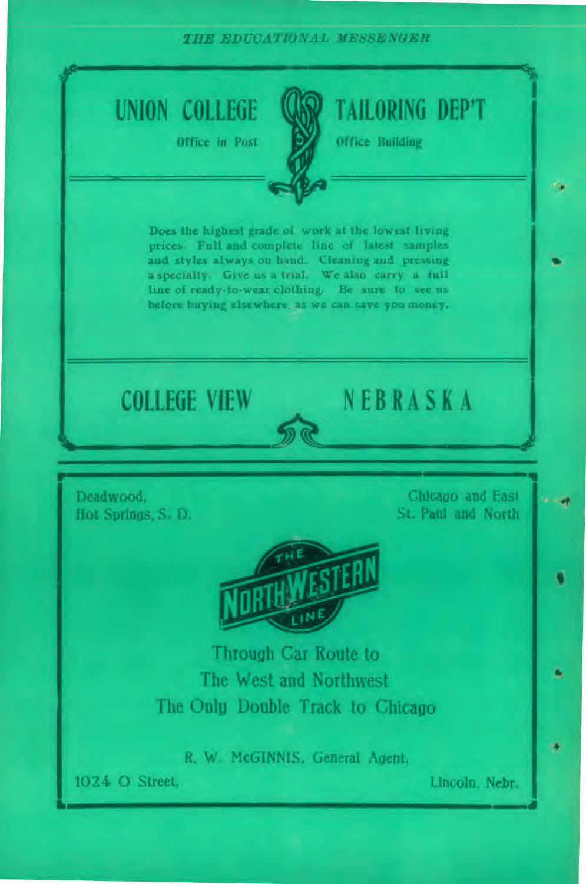## UNION COLLEGE TAILORING DEP'T

Office in Post Office Building

Does the highest grade of work at the lowest living prices. Full and complete line of latest samples and styles always on hand. Cleaning and pressing a specialty. Give us a trial. We also carry a full line of ready-to-wear clothing. Be sure to see us before buying elsewhere, as we can save you money.

## COLLEGE VIEW NEBRASKA

---

Deadwood,
Hot Springs, S. D.

Chicago and East
St. Paul and North

THE NORTH-WESTERN LINE

Through Car Route to
The West and Northwest
The Only Double Track to Chicago

R. W. McGINNIS, General Agent,

1024 O Street, Lincoln, Nebr.